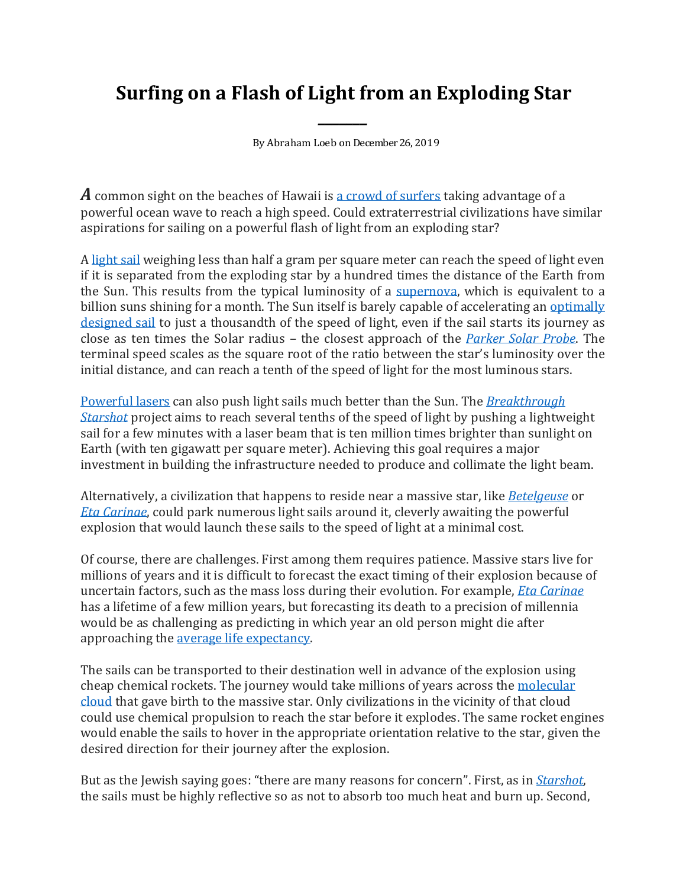# Surfing on a Flash of Light from an Exploding Star

By Abraham Loeb on December 26, 2019

A common sight on the beaches of Hawaii is a crowd of surfers taking advantage of a powerful ocean wave to reach a high speed. Could extraterrestrial civilizations have similar aspirations for sailing on a powerful flash of light from an exploding star?

A light sail weighing less than half a gram per square meter can reach the speed of light even if it is separated from the exploding star by a hundred times the distance of the Earth from the Sun. This results from the typical luminosity of a supernova, which is equivalent to a billion suns shining for a month. The Sun itself is barely capable of accelerating an optimally designed sail to just a thousandth of the speed of light, even if the sail starts its journey as close as ten times the Solar radius – the closest approach of the *Parker Solar Probe*. The terminal speed scales as the square root of the ratio between the star's luminosity over the initial distance, and can reach a tenth of the speed of light for the most luminous stars.

Powerful lasers can also push light sails much better than the Sun. The *Breakthrough Starshot* project aims to reach several tenths of the speed of light by pushing a lightweight sail for a few minutes with a laser beam that is ten million times brighter than sunlight on Earth (with ten gigawatt per square meter). Achieving this goal requires a major investment in building the infrastructure needed to produce and collimate the light beam.

Alternatively, a civilization that happens to reside near a massive star, like *Betelgeuse* or *Eta Carinae*, could park numerous light sails around it, cleverly awaiting the powerful explosion that would launch these sails to the speed of light at a minimal cost.

Of course, there are challenges. First among them requires patience. Massive stars live for millions of years and it is difficult to forecast the exact timing of their explosion because of uncertain factors, such as the mass loss during their evolution. For example, *Eta Carinae* has a lifetime of a few million years, but forecasting its death to a precision of millennia would be as challenging as predicting in which year an old person might die after approaching the average life expectancy.

The sails can be transported to their destination well in advance of the explosion using cheap chemical rockets. The journey would take millions of years across the molecular cloud that gave birth to the massive star. Only civilizations in the vicinity of that cloud could use chemical propulsion to reach the star before it explodes. The same rocket engines would enable the sails to hover in the appropriate orientation relative to the star, given the desired direction for their journey after the explosion.

But as the Jewish saying goes: "there are many reasons for concern". First, as in *Starshot*, the sails must be highly reflective so as not to absorb too much heat and burn up. Second,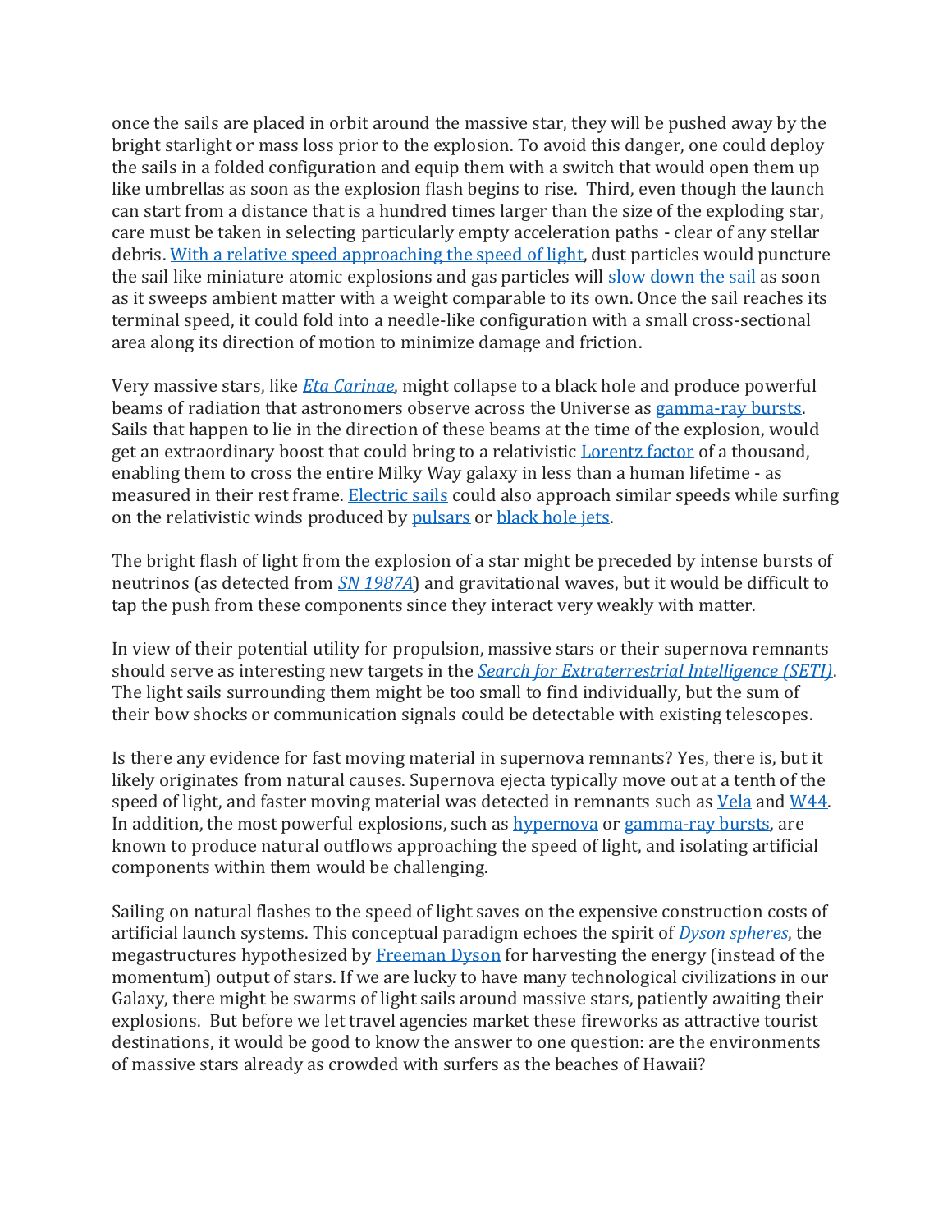once the sails are placed in orbit around the massive star, they will be pushed away by the bright starlight or mass loss prior to the explosion. To avoid this danger, one could deploy the sails in a folded configuration and equip them with a switch that would open them up like umbrellas as soon as the explosion flash begins to rise. Third, even though the launch can start from a distance that is a hundred times larger than the size of the exploding star, care must be taken in selecting particularly empty acceleration paths - clear of any stellar debris. With a relative speed approaching the speed of light, dust particles would puncture the sail like miniature atomic explosions and gas particles will slow down the sail as soon as it sweeps ambient matter with a weight comparable to its own. Once the sail reaches its terminal speed, it could fold into a needle-like configuration with a small cross-sectional area along its direction of motion to minimize damage and friction.

Very massive stars, like *Eta Carinae*, might collapse to a black hole and produce powerful beams of radiation that astronomers observe across the Universe as gamma-ray bursts. Sails that happen to lie in the direction of these beams at the time of the explosion, would get an extraordinary boost that could bring to a relativistic Lorentz factor of a thousand, enabling them to cross the entire Milky Way galaxy in less than a human lifetime - as measured in their rest frame. Electric sails could also approach similar speeds while surfing on the relativistic winds produced by pulsars or black hole jets.

The bright flash of light from the explosion of a star might be preceded by intense bursts of neutrinos (as detected from *SN 1987A*) and gravitational waves, but it would be difficult to tap the push from these components since they interact very weakly with matter.

In view of their potential utility for propulsion, massive stars or their supernova remnants should serve as interesting new targets in the *Search for Extraterrestrial Intelligence (SETI)*. The light sails surrounding them might be too small to find individually, but the sum of their bow shocks or communication signals could be detectable with existing telescopes.

Is there any evidence for fast moving material in supernova remnants? Yes, there is, but it likely originates from natural causes. Supernova ejecta typically move out at a tenth of the speed of light, and faster moving material was detected in remnants such as Vela and W44. In addition, the most powerful explosions, such as hypernova or gamma-ray bursts, are known to produce natural outflows approaching the speed of light, and isolating artificial components within them would be challenging.

Sailing on natural flashes to the speed of light saves on the expensive construction costs of artificial launch systems. This conceptual paradigm echoes the spirit of *Dyson spheres*, the megastructures hypothesized by Freeman Dyson for harvesting the energy (instead of the momentum) output of stars. If we are lucky to have many technological civilizations in our Galaxy, there might be swarms of light sails around massive stars, patiently awaiting their explosions. But before we let travel agencies market these fireworks as attractive tourist destinations, it would be good to know the answer to one question: are the environments of massive stars already as crowded with surfers as the beaches of Hawaii?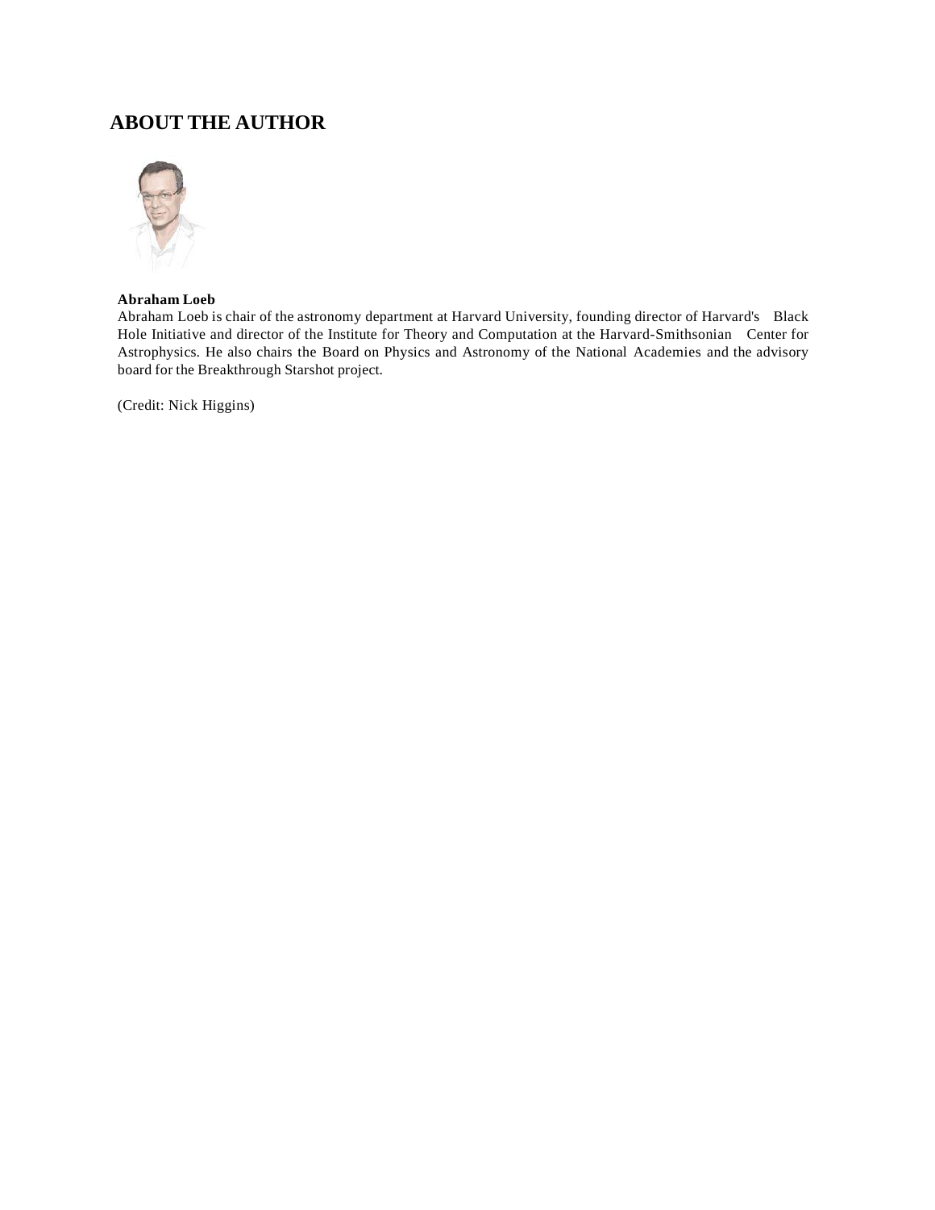## ABOUT THE AUTHOR

**Abraham Loeb**

Abraham Loeb is chair of the astronomy department at Harvard University, founding director of Harvard's Black Hole Initiative and director of the Institute for Theory and Computation at the Harvard-Smithsonian Center for Astrophysics. He also chairs the Board on Physics and Astronomy of the National Academies and the advisory board for the Breakthrough Starshot project.

(Credit: Nick Higgins)